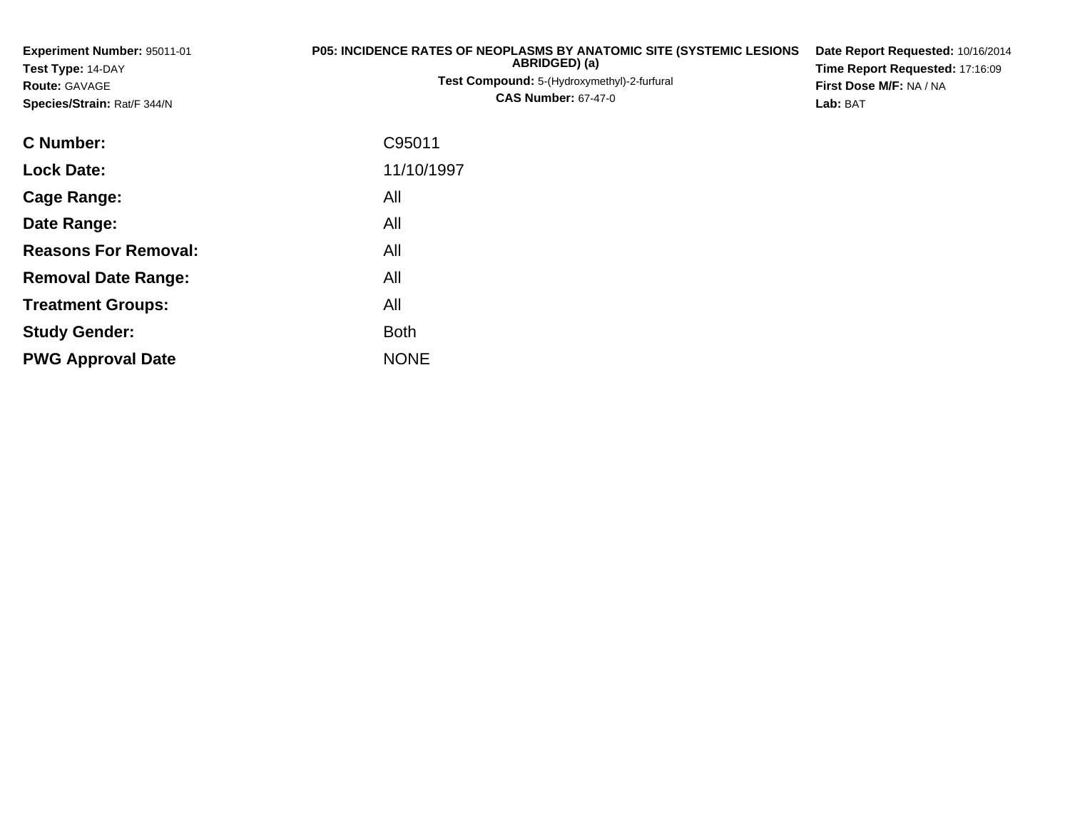**Experiment Number:** 95011-01
**Test Type:** 14-DAY
**Route:** GAVAGE
**Species/Strain:** Rat/F 344/N

**P05: INCIDENCE RATES OF NEOPLASMS BY ANATOMIC SITE (SYSTEMIC LESIONS ABRIDGED) (a)**
**Test Compound:** 5-(Hydroxymethyl)-2-furfural
**CAS Number:** 67-47-0

**Date Report Requested:** 10/16/2014
**Time Report Requested:** 17:16:09
**First Dose M/F:** NA / NA
**Lab:** BAT

| | |
|---|---|
| **C Number:** | C95011 |
| **Lock Date:** | 11/10/1997 |
| **Cage Range:** | All |
| **Date Range:** | All |
| **Reasons For Removal:** | All |
| **Removal Date Range:** | All |
| **Treatment Groups:** | All |
| **Study Gender:** | Both |
| **PWG Approval Date** | NONE |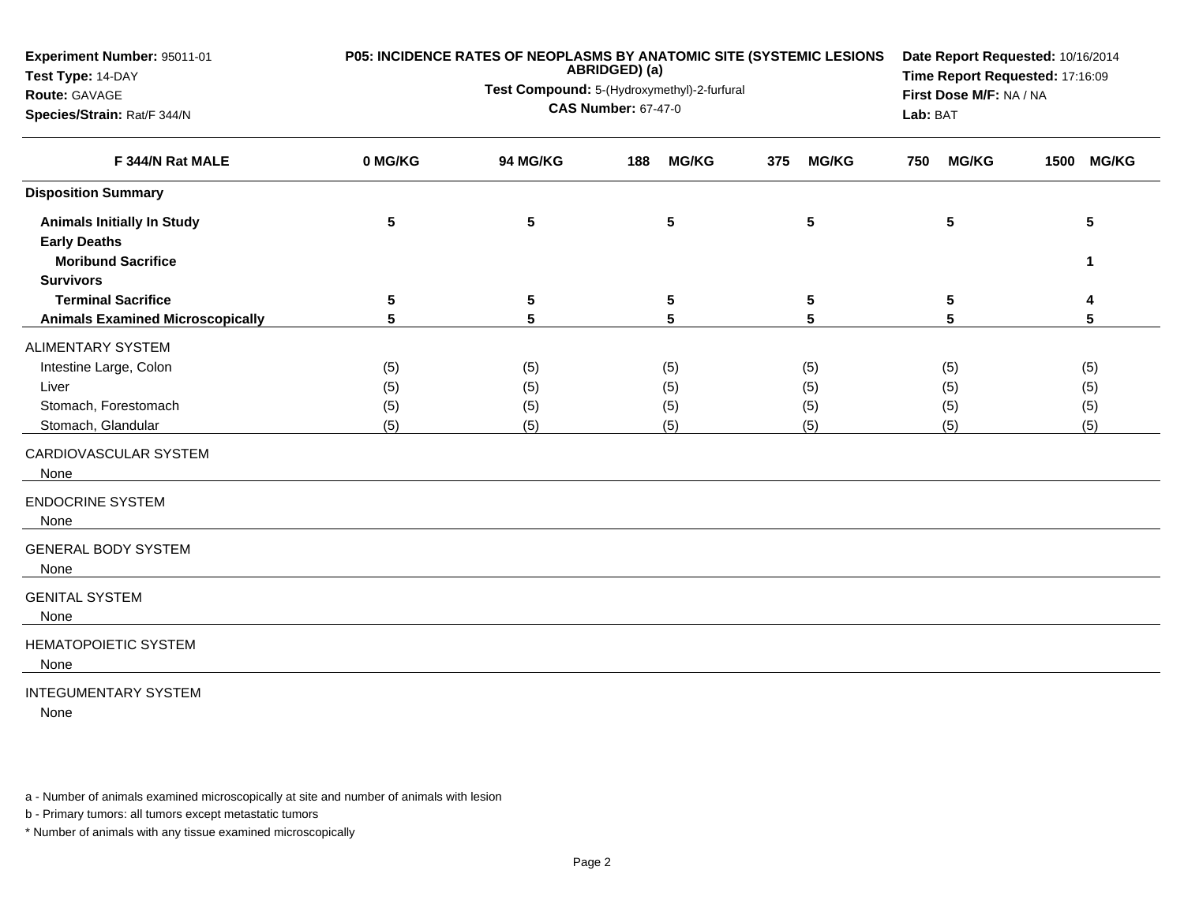**Experiment Number:** 95011-01
**Test Type:** 14-DAY
**Route:** GAVAGE
**Species/Strain:** Rat/F 344/N

**P05: INCIDENCE RATES OF NEOPLASMS BY ANATOMIC SITE (SYSTEMIC LESIONS ABRIDGED) (a)**
**Test Compound:** 5-(Hydroxymethyl)-2-furfural
**CAS Number:** 67-47-0

**Date Report Requested:** 10/16/2014
**Time Report Requested:** 17:16:09
**First Dose M/F:** NA / NA
**Lab:** BAT

| F 344/N Rat MALE | 0 MG/KG | 94 MG/KG | 188 MG/KG | 375 MG/KG | 750 MG/KG | 1500 MG/KG |
|---|---|---|---|---|---|---|
| **Disposition Summary** | | | | | | |
| **Animals Initially In Study** | **5** | **5** | **5** | **5** | **5** | **5** |
| **Early Deaths** | | | | | | |
| **Moribund Sacrifice** | | | | | | **1** |
| **Survivors** | | | | | | |
| **Terminal Sacrifice** | **5** | **5** | **5** | **5** | **5** | **4** |
| **Animals Examined Microscopically** | **5** | **5** | **5** | **5** | **5** | **5** |
| ALIMENTARY SYSTEM | | | | | | |
| Intestine Large, Colon | (5) | (5) | (5) | (5) | (5) | (5) |
| Liver | (5) | (5) | (5) | (5) | (5) | (5) |
| Stomach, Forestomach | (5) | (5) | (5) | (5) | (5) | (5) |
| Stomach, Glandular | (5) | (5) | (5) | (5) | (5) | (5) |
| CARDIOVASCULAR SYSTEM | | | | | | |
| None | | | | | | |
| ENDOCRINE SYSTEM | | | | | | |
| None | | | | | | |
| GENERAL BODY SYSTEM | | | | | | |
| None | | | | | | |
| GENITAL SYSTEM | | | | | | |
| None | | | | | | |
| HEMATOPOIETIC SYSTEM | | | | | | |
| None | | | | | | |
| INTEGUMENTARY SYSTEM | | | | | | |
| None | | | | | | |

a - Number of animals examined microscopically at site and number of animals with lesion
b - Primary tumors: all tumors except metastatic tumors
* Number of animals with any tissue examined microscopically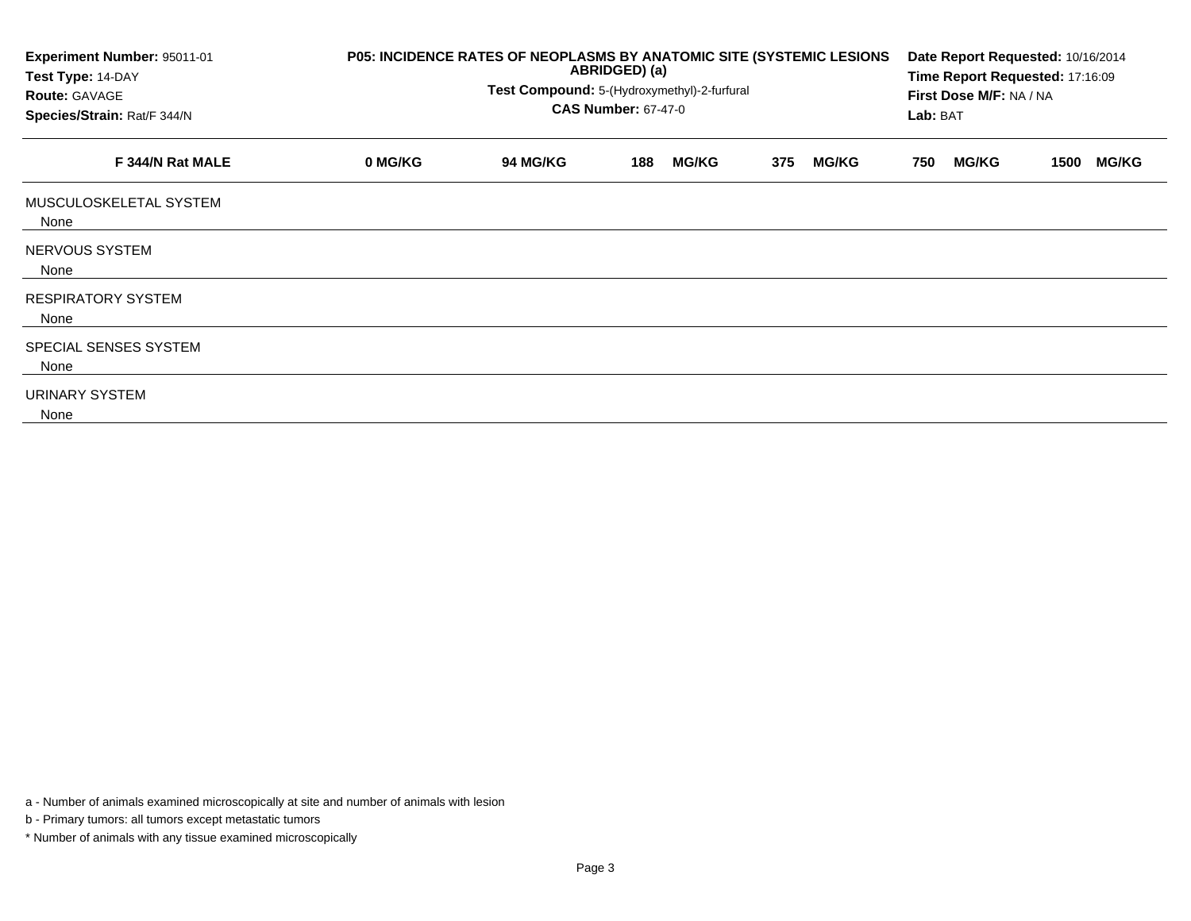| Experiment Number: 95011-01 | P05: INCIDENCE RATES OF NEOPLASMS BY ANATOMIC SITE (SYSTEMIC LESIONS ABRIDGED) (a) | Date Report Requested: 10/16/2014 |
|---|---|---|
| Test Type: 14-DAY | Test Compound: 5-(Hydroxymethyl)-2-furfural | Time Report Requested: 17:16:09 |
| Route: GAVAGE | CAS Number: 67-47-0 | First Dose M/F: NA / NA |
| Species/Strain: Rat/F 344/N | | Lab: BAT |

| F 344/N Rat MALE | 0 MG/KG | 94 MG/KG | 188 MG/KG | 375 MG/KG | 750 MG/KG | 1500 MG/KG |
|---|---|---|---|---|---|---|
| MUSCULOSKELETAL SYSTEM | | | | | | |
| None | | | | | | |
| NERVOUS SYSTEM | | | | | | |
| None | | | | | | |
| RESPIRATORY SYSTEM | | | | | | |
| None | | | | | | |
| SPECIAL SENSES SYSTEM | | | | | | |
| None | | | | | | |
| URINARY SYSTEM | | | | | | |
| None | | | | | | |

a - Number of animals examined microscopically at site and number of animals with lesion

b - Primary tumors: all tumors except metastatic tumors

* Number of animals with any tissue examined microscopically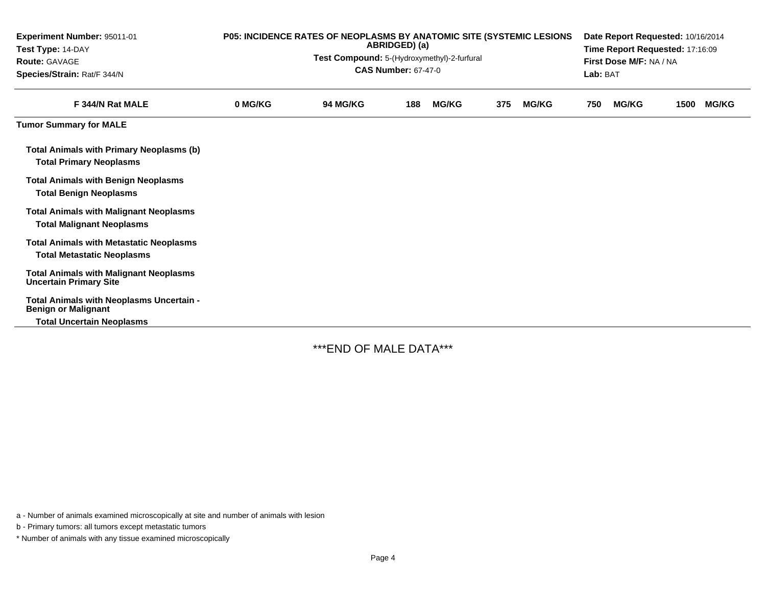**Experiment Number:** 95011-01
**Test Type:** 14-DAY
**Route:** GAVAGE
**Species/Strain:** Rat/F 344/N

**P05: INCIDENCE RATES OF NEOPLASMS BY ANATOMIC SITE (SYSTEMIC LESIONS ABRIDGED) (a)**
**Test Compound:** 5-(Hydroxymethyl)-2-furfural
**CAS Number:** 67-47-0

**Date Report Requested:** 10/16/2014
**Time Report Requested:** 17:16:09
**First Dose M/F:** NA / NA
**Lab:** BAT

| F 344/N Rat MALE | 0 MG/KG | 94 MG/KG | 188 MG/KG | 375 MG/KG | 750 MG/KG | 1500 MG/KG |
|---|---|---|---|---|---|---|
| **Tumor Summary for MALE** | | | | | | |
| **Total Animals with Primary Neoplasms (b)** | | | | | | |
| **Total Primary Neoplasms** | | | | | | |
| **Total Animals with Benign Neoplasms** | | | | | | |
| **Total Benign Neoplasms** | | | | | | |
| **Total Animals with Malignant Neoplasms** | | | | | | |
| **Total Malignant Neoplasms** | | | | | | |
| **Total Animals with Metastatic Neoplasms** | | | | | | |
| **Total Metastatic Neoplasms** | | | | | | |
| **Total Animals with Malignant Neoplasms Uncertain Primary Site** | | | | | | |
| **Total Animals with Neoplasms Uncertain - Benign or Malignant** | | | | | | |
| **Total Uncertain Neoplasms** | | | | | | |

***END OF MALE DATA***

a - Number of animals examined microscopically at site and number of animals with lesion

b - Primary tumors: all tumors except metastatic tumors

* Number of animals with any tissue examined microscopically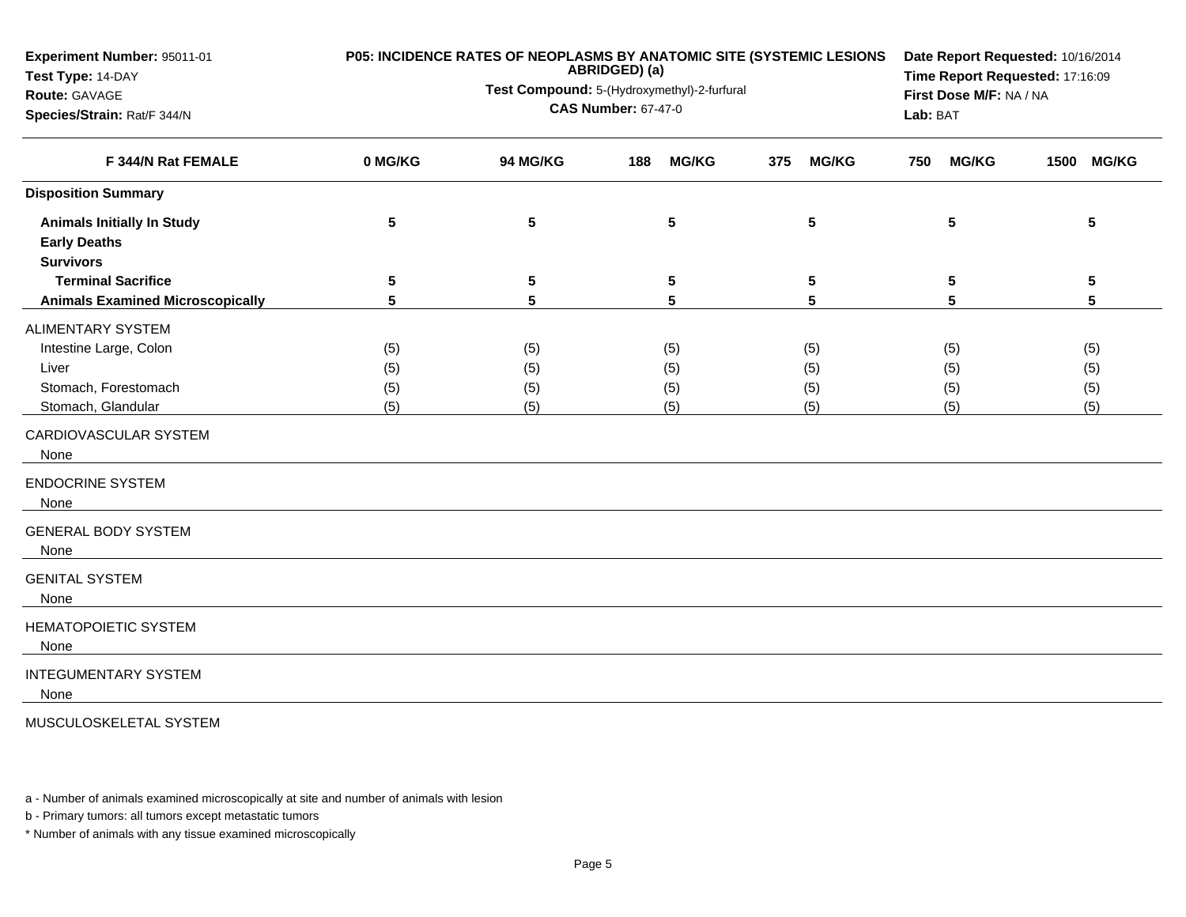**Experiment Number:** 95011-01
**Test Type:** 14-DAY
**Route:** GAVAGE
**Species/Strain:** Rat/F 344/N

**P05: INCIDENCE RATES OF NEOPLASMS BY ANATOMIC SITE (SYSTEMIC LESIONS ABRIDGED) (a)**
**Test Compound:** 5-(Hydroxymethyl)-2-furfural
**CAS Number:** 67-47-0

**Date Report Requested:** 10/16/2014
**Time Report Requested:** 17:16:09
**First Dose M/F:** NA / NA
**Lab:** BAT

| F 344/N Rat FEMALE | 0 MG/KG | 94 MG/KG | 188 MG/KG | 375 MG/KG | 750 MG/KG | 1500 MG/KG |
|---|---|---|---|---|---|---|
| **Disposition Summary** | | | | | | |
| **Animals Initially In Study** | 5 | 5 | 5 | 5 | 5 | 5 |
| **Early Deaths** | | | | | | |
| **Survivors** | | | | | | |
| **Terminal Sacrifice** | 5 | 5 | 5 | 5 | 5 | 5 |
| **Animals Examined Microscopically** | 5 | 5 | 5 | 5 | 5 | 5 |
| ALIMENTARY SYSTEM | | | | | | |
| Intestine Large, Colon | (5) | (5) | (5) | (5) | (5) | (5) |
| Liver | (5) | (5) | (5) | (5) | (5) | (5) |
| Stomach, Forestomach | (5) | (5) | (5) | (5) | (5) | (5) |
| Stomach, Glandular | (5) | (5) | (5) | (5) | (5) | (5) |
| CARDIOVASCULAR SYSTEM | | | | | | |
| None | | | | | | |
| ENDOCRINE SYSTEM | | | | | | |
| None | | | | | | |
| GENERAL BODY SYSTEM | | | | | | |
| None | | | | | | |
| GENITAL SYSTEM | | | | | | |
| None | | | | | | |
| HEMATOPOIETIC SYSTEM | | | | | | |
| None | | | | | | |
| INTEGUMENTARY SYSTEM | | | | | | |
| None | | | | | | |
| MUSCULOSKELETAL SYSTEM | | | | | | |

a - Number of animals examined microscopically at site and number of animals with lesion

b - Primary tumors: all tumors except metastatic tumors

* Number of animals with any tissue examined microscopically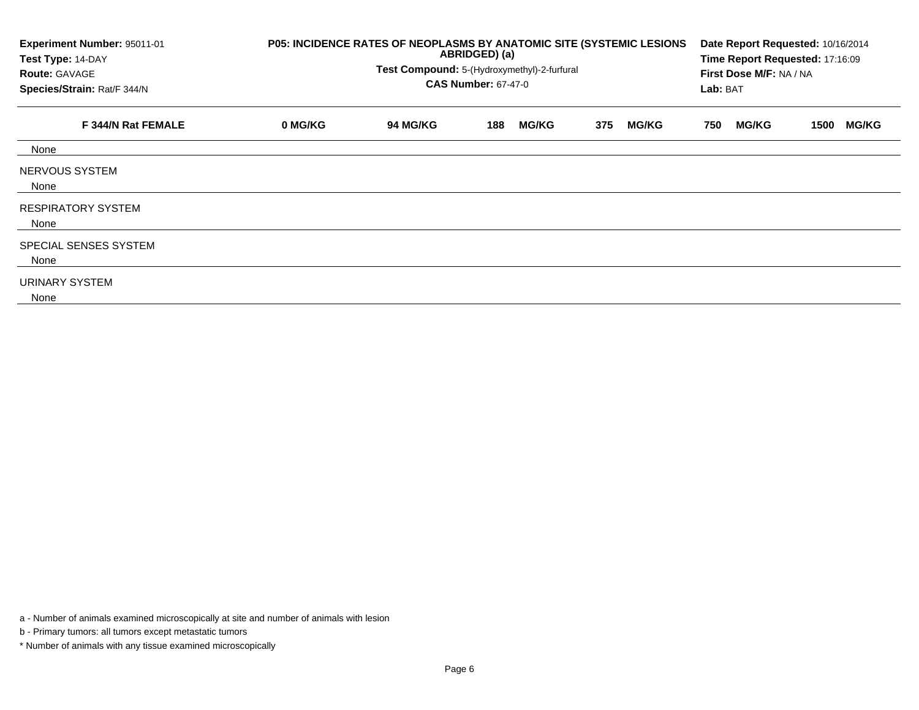**Experiment Number:** 95011-01
**Test Type:** 14-DAY
**Route:** GAVAGE
**Species/Strain:** Rat/F 344/N

**P05: INCIDENCE RATES OF NEOPLASMS BY ANATOMIC SITE (SYSTEMIC LESIONS ABRIDGED) (a)**
**Test Compound:** 5-(Hydroxymethyl)-2-furfural
**CAS Number:** 67-47-0

**Date Report Requested:** 10/16/2014
**Time Report Requested:** 17:16:09
**First Dose M/F:** NA / NA
**Lab:** BAT

| F 344/N Rat FEMALE | 0 MG/KG | 94 MG/KG | 188 MG/KG | 375 MG/KG | 750 MG/KG | 1500 MG/KG |
|---|---|---|---|---|---|---|
| None | | | | | | |
| NERVOUS SYSTEM | | | | | | |
| None | | | | | | |
| RESPIRATORY SYSTEM | | | | | | |
| None | | | | | | |
| SPECIAL SENSES SYSTEM | | | | | | |
| None | | | | | | |
| URINARY SYSTEM | | | | | | |
| None | | | | | | |

a - Number of animals examined microscopically at site and number of animals with lesion

b - Primary tumors: all tumors except metastatic tumors

* Number of animals with any tissue examined microscopically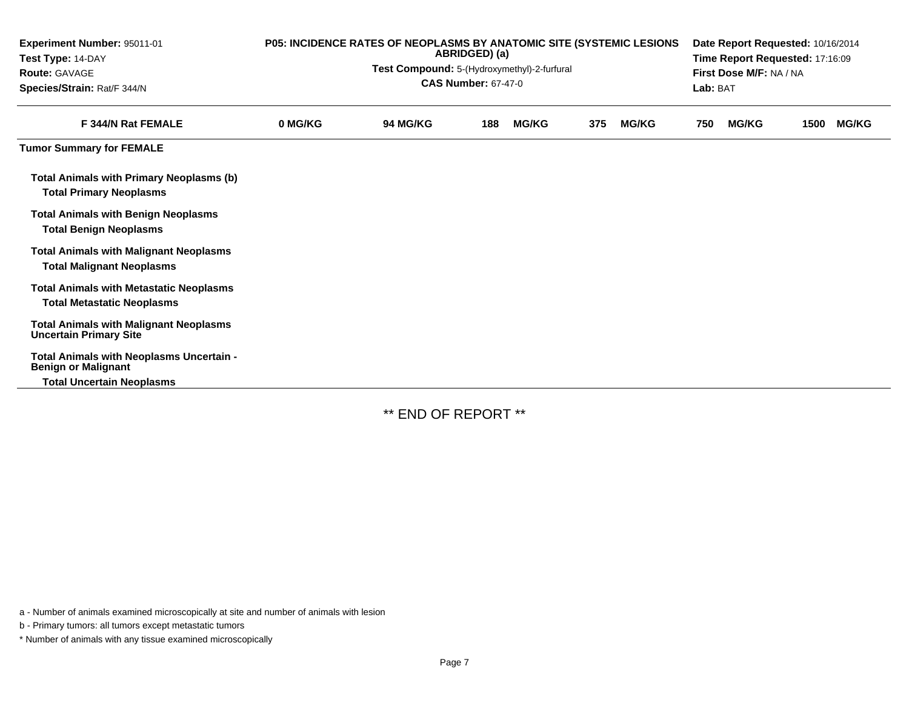**Experiment Number:** 95011-01
**Test Type:** 14-DAY
**Route:** GAVAGE
**Species/Strain:** Rat/F 344/N

**P05: INCIDENCE RATES OF NEOPLASMS BY ANATOMIC SITE (SYSTEMIC LESIONS ABRIDGED) (a)**
**Test Compound:** 5-(Hydroxymethyl)-2-furfural
**CAS Number:** 67-47-0

**Date Report Requested:** 10/16/2014
**Time Report Requested:** 17:16:09
**First Dose M/F:** NA / NA
**Lab:** BAT

| F 344/N Rat FEMALE | 0 MG/KG | 94 MG/KG | 188 MG/KG | 375 MG/KG | 750 MG/KG | 1500 MG/KG |
|---|---|---|---|---|---|---|
| **Tumor Summary for FEMALE** | | | | | | |
| **Total Animals with Primary Neoplasms (b)** | | | | | | |
| **Total Primary Neoplasms** | | | | | | |
| **Total Animals with Benign Neoplasms** | | | | | | |
| **Total Benign Neoplasms** | | | | | | |
| **Total Animals with Malignant Neoplasms** | | | | | | |
| **Total Malignant Neoplasms** | | | | | | |
| **Total Animals with Metastatic Neoplasms** | | | | | | |
| **Total Metastatic Neoplasms** | | | | | | |
| **Total Animals with Malignant Neoplasms Uncertain Primary Site** | | | | | | |
| **Total Animals with Neoplasms Uncertain - Benign or Malignant** | | | | | | |
| **Total Uncertain Neoplasms** | | | | | | |

** END OF REPORT **

a - Number of animals examined microscopically at site and number of animals with lesion

b - Primary tumors: all tumors except metastatic tumors

* Number of animals with any tissue examined microscopically